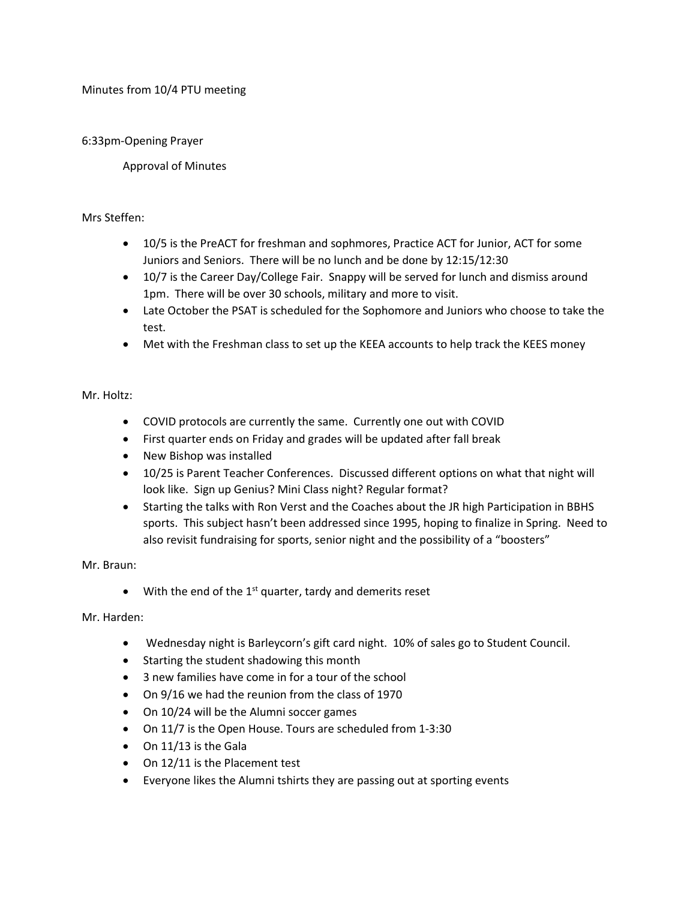Minutes from 10/4 PTU meeting

6:33pm-Opening Prayer

Approval of Minutes

Mrs Steffen:

- 10/5 is the PreACT for freshman and sophmores, Practice ACT for Junior, ACT for some Juniors and Seniors. There will be no lunch and be done by 12:15/12:30
- 10/7 is the Career Day/College Fair. Snappy will be served for lunch and dismiss around 1pm. There will be over 30 schools, military and more to visit.
- Late October the PSAT is scheduled for the Sophomore and Juniors who choose to take the test.
- Met with the Freshman class to set up the KEEA accounts to help track the KEES money

Mr. Holtz:

- COVID protocols are currently the same. Currently one out with COVID
- First quarter ends on Friday and grades will be updated after fall break
- New Bishop was installed
- 10/25 is Parent Teacher Conferences. Discussed different options on what that night will look like. Sign up Genius? Mini Class night? Regular format?
- Starting the talks with Ron Verst and the Coaches about the JR high Participation in BBHS sports. This subject hasn't been addressed since 1995, hoping to finalize in Spring. Need to also revisit fundraising for sports, senior night and the possibility of a "boosters"

Mr. Braun:

- With the end of the 1st quarter, tardy and demerits reset

Mr. Harden:

- Wednesday night is Barleycorn's gift card night. 10% of sales go to Student Council.
- Starting the student shadowing this month
- 3 new families have come in for a tour of the school
- On 9/16 we had the reunion from the class of 1970
- On 10/24 will be the Alumni soccer games
- On 11/7 is the Open House. Tours are scheduled from 1-3:30
- On 11/13 is the Gala
- On 12/11 is the Placement test
- Everyone likes the Alumni tshirts they are passing out at sporting events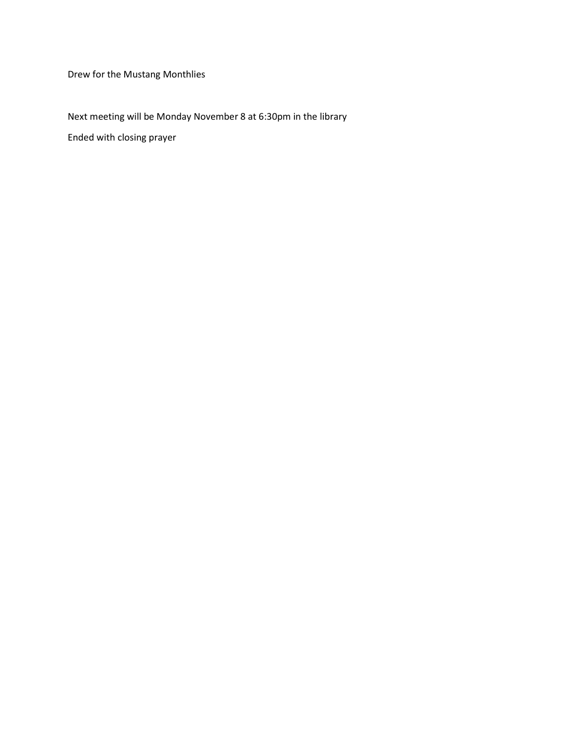Drew for the Mustang Monthlies

Next meeting will be Monday November 8 at 6:30pm in the library

Ended with closing prayer